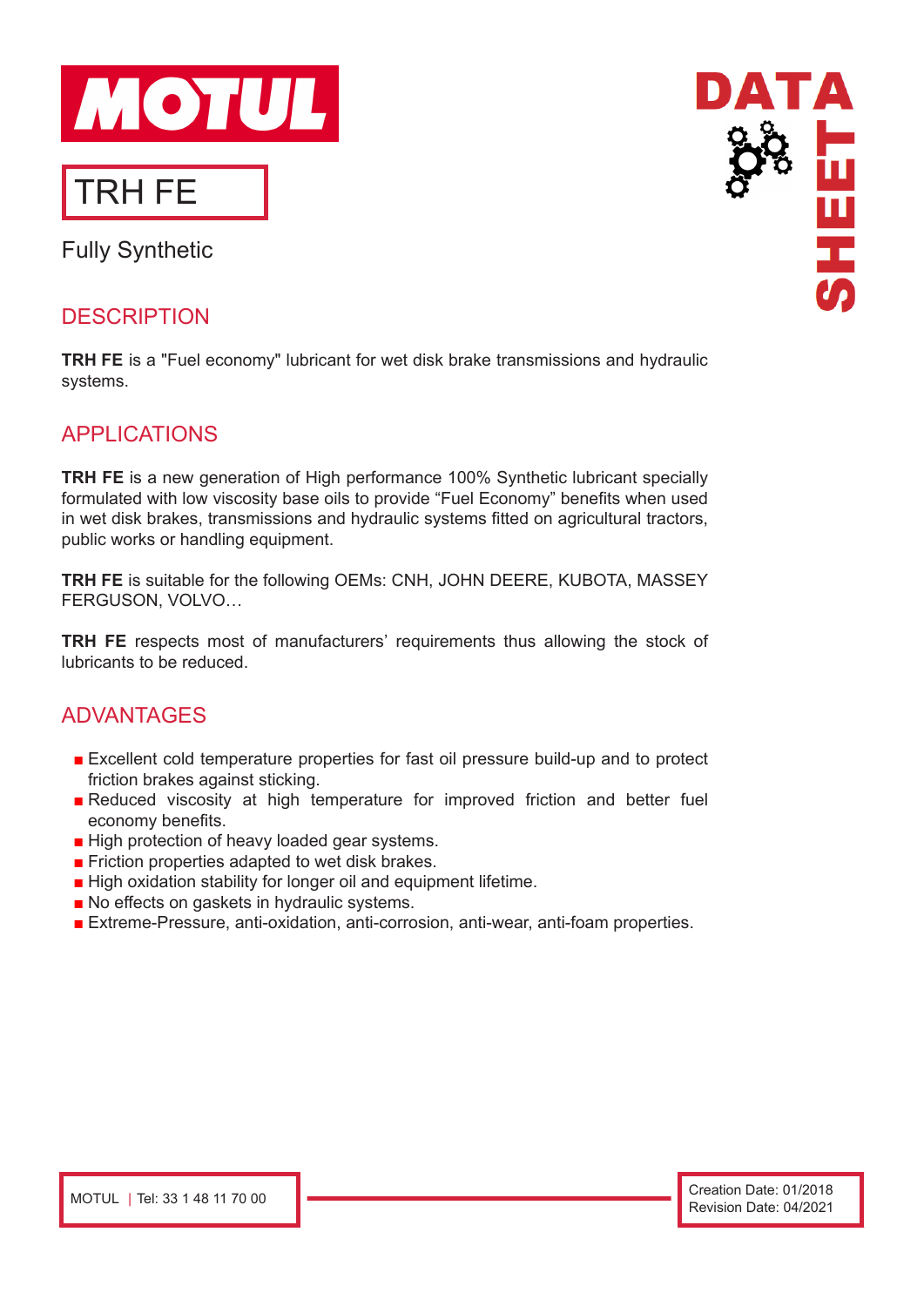# MOTUL

# TRH FE

Fully Synthetic

## DESCRIPTION

**TRH FE** is a "Fuel economy" lubricant for wet disk brake transmissions and hydraulic systems.

## APPLICATIONS

**TRH FE** is a new generation of High performance 100% Synthetic lubricant specially formulated with low viscosity base oils to provide "Fuel Economy" benefits when used in wet disk brakes, transmissions and hydraulic systems fitted on agricultural tractors, public works or handling equipment.

**TRH FE** is suitable for the following OEMs: CNH, JOHN DEERE, KUBOTA, MASSEY FERGUSON, VOLVO…

**TRH FE** respects most of manufacturers' requirements thus allowing the stock of lubricants to be reduced.

## ADVANTAGES

- Excellent cold temperature properties for fast oil pressure build-up and to protect friction brakes against sticking.
- Reduced viscosity at high temperature for improved friction and better fuel economy benefits.
- High protection of heavy loaded gear systems.
- Friction properties adapted to wet disk brakes.
- High oxidation stability for longer oil and equipment lifetime.
- No effects on gaskets in hydraulic systems.
- Extreme-Pressure, anti-oxidation, anti-corrosion, anti-wear, anti-foam properties.

MOTUL | Tel: 33 1 48 11 70 00

Creation Date: 01/2018
Revision Date: 04/2021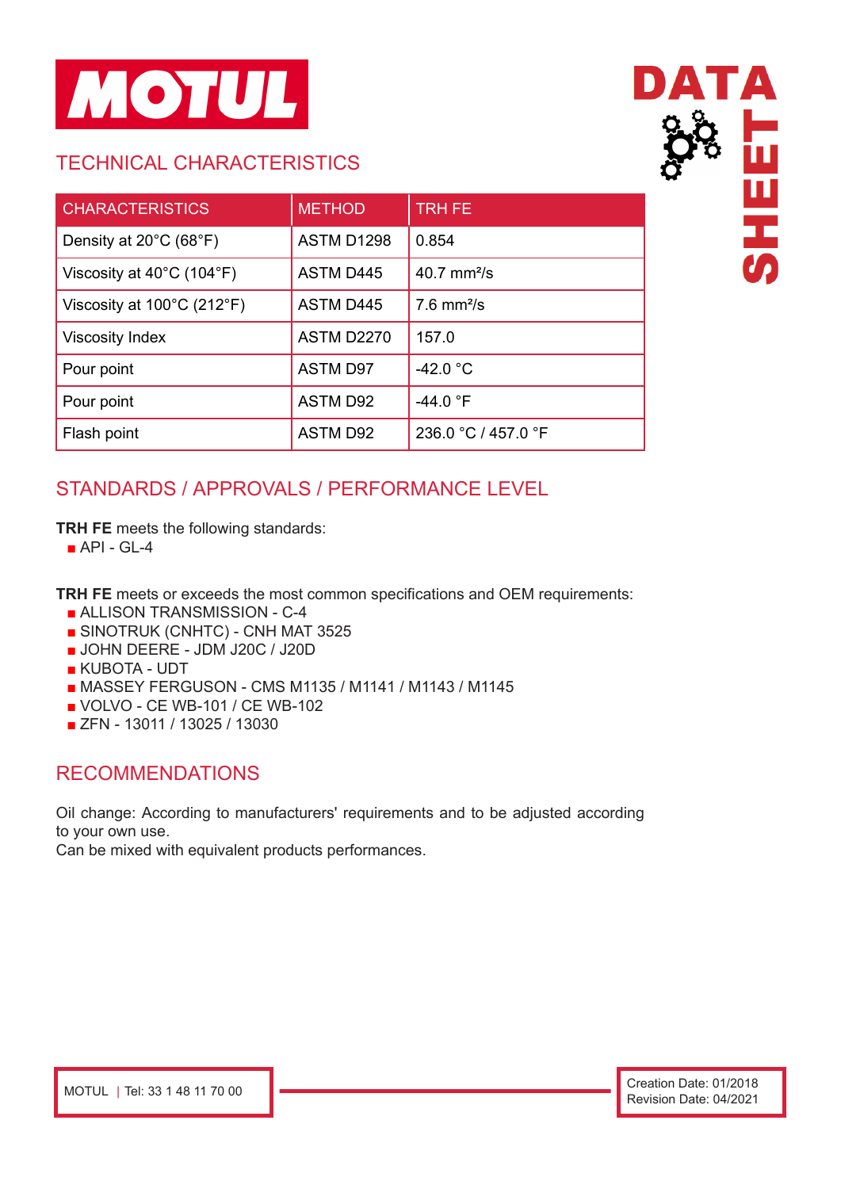## TECHNICAL CHARACTERISTICS

| CHARACTERISTICS | METHOD | TRH FE |
|---|---|---|
| Density at 20°C (68°F) | ASTM D1298 | 0.854 |
| Viscosity at 40°C (104°F) | ASTM D445 | 40.7 mm²/s |
| Viscosity at 100°C (212°F) | ASTM D445 | 7.6 mm²/s |
| Viscosity Index | ASTM D2270 | 157.0 |
| Pour point | ASTM D97 | -42.0 °C |
| Pour point | ASTM D92 | -44.0 °F |
| Flash point | ASTM D92 | 236.0 °C / 457.0 °F |

## STANDARDS / APPROVALS / PERFORMANCE LEVEL

**TRH FE** meets the following standards:

- API - GL-4

**TRH FE** meets or exceeds the most common specifications and OEM requirements:

- ALLISON TRANSMISSION - C-4
- SINOTRUK (CNHTC) - CNH MAT 3525
- JOHN DEERE - JDM J20C / J20D
- KUBOTA - UDT
- MASSEY FERGUSON - CMS M1135 / M1141 / M1143 / M1145
- VOLVO - CE WB-101 / CE WB-102
- ZFN - 13011 / 13025 / 13030

## RECOMMENDATIONS

Oil change: According to manufacturers' requirements and to be adjusted according to your own use.
Can be mixed with equivalent products performances.

MOTUL | Tel: 33 1 48 11 70 00

Creation Date: 01/2018
Revision Date: 04/2021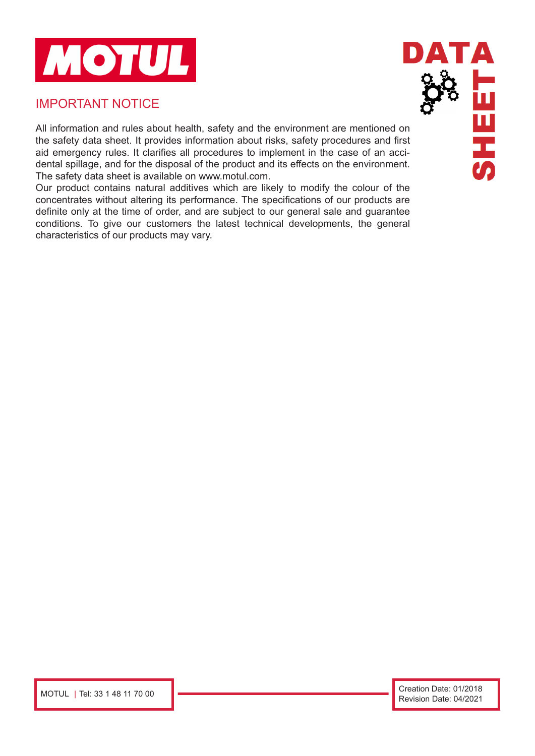## IMPORTANT NOTICE

All information and rules about health, safety and the environment are mentioned on the safety data sheet. It provides information about risks, safety procedures and first aid emergency rules. It clarifies all procedures to implement in the case of an accidental spillage, and for the disposal of the product and its effects on the environment. The safety data sheet is available on www.motul.com.
Our product contains natural additives which are likely to modify the colour of the concentrates without altering its performance. The specifications of our products are definite only at the time of order, and are subject to our general sale and guarantee conditions. To give our customers the latest technical developments, the general characteristics of our products may vary.